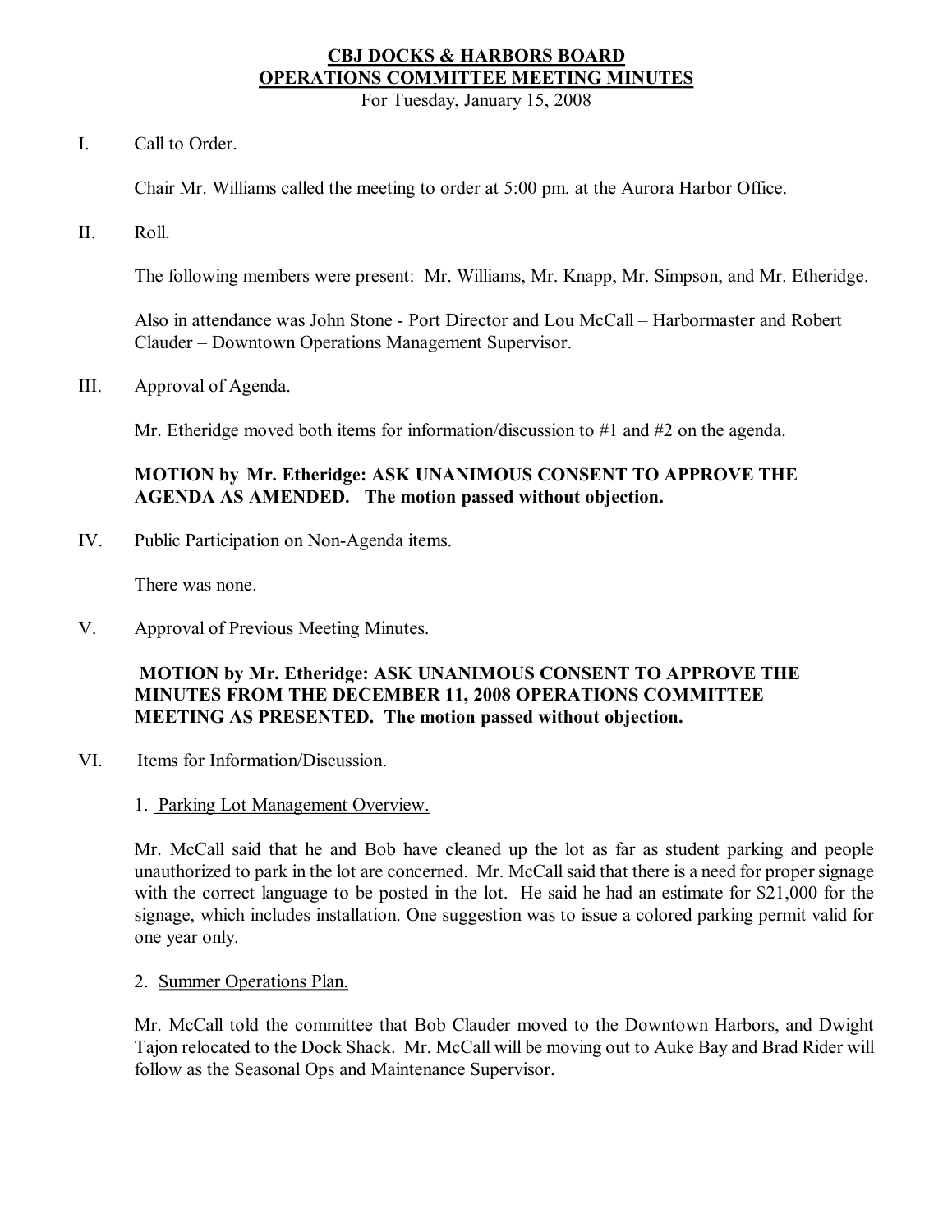# CBJ DOCKS & HARBORS BOARD
# OPERATIONS COMMITTEE MEETING MINUTES

For Tuesday, January 15, 2008

I. Call to Order.

Chair Mr. Williams called the meeting to order at 5:00 pm. at the Aurora Harbor Office.

II. Roll.

The following members were present: Mr. Williams, Mr. Knapp, Mr. Simpson, and Mr. Etheridge.

Also in attendance was John Stone - Port Director and Lou McCall – Harbormaster and Robert Clauder – Downtown Operations Management Supervisor.

III. Approval of Agenda.

Mr. Etheridge moved both items for information/discussion to #1 and #2 on the agenda.

**MOTION by Mr. Etheridge: ASK UNANIMOUS CONSENT TO APPROVE THE AGENDA AS AMENDED. The motion passed without objection.**

IV. Public Participation on Non-Agenda items.

There was none.

V. Approval of Previous Meeting Minutes.

**MOTION by Mr. Etheridge: ASK UNANIMOUS CONSENT TO APPROVE THE MINUTES FROM THE DECEMBER 11, 2008 OPERATIONS COMMITTEE MEETING AS PRESENTED. The motion passed without objection.**

VI. Items for Information/Discussion.

1. Parking Lot Management Overview.

Mr. McCall said that he and Bob have cleaned up the lot as far as student parking and people unauthorized to park in the lot are concerned. Mr. McCall said that there is a need for proper signage with the correct language to be posted in the lot. He said he had an estimate for $21,000 for the signage, which includes installation. One suggestion was to issue a colored parking permit valid for one year only.

2. Summer Operations Plan.

Mr. McCall told the committee that Bob Clauder moved to the Downtown Harbors, and Dwight Tajon relocated to the Dock Shack. Mr. McCall will be moving out to Auke Bay and Brad Rider will follow as the Seasonal Ops and Maintenance Supervisor.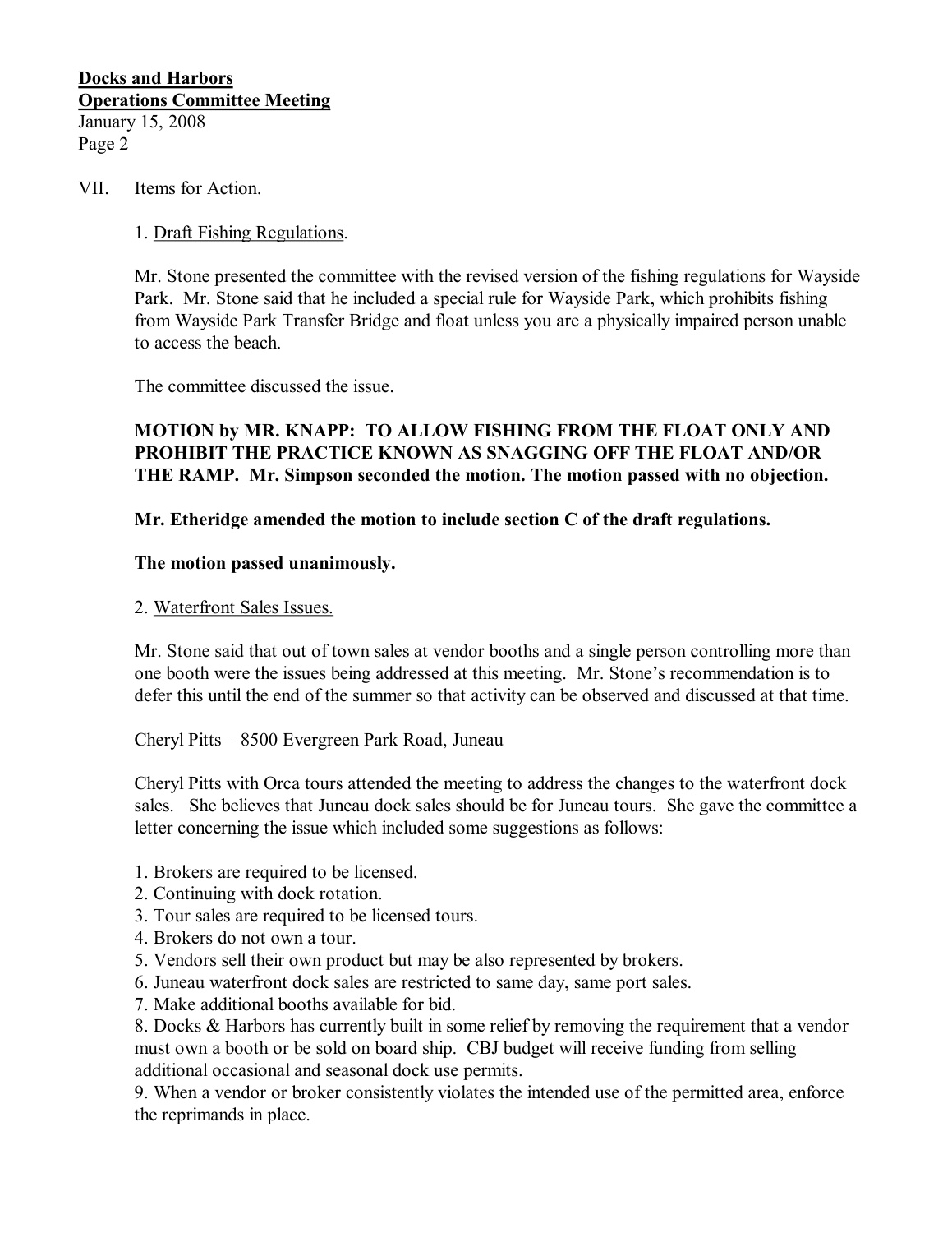VII. Items for Action.

1. Draft Fishing Regulations.

Mr. Stone presented the committee with the revised version of the fishing regulations for Wayside Park. Mr. Stone said that he included a special rule for Wayside Park, which prohibits fishing from Wayside Park Transfer Bridge and float unless you are a physically impaired person unable to access the beach.

The committee discussed the issue.

**MOTION by MR. KNAPP: TO ALLOW FISHING FROM THE FLOAT ONLY AND PROHIBIT THE PRACTICE KNOWN AS SNAGGING OFF THE FLOAT AND/OR THE RAMP. Mr. Simpson seconded the motion. The motion passed with no objection.**

**Mr. Etheridge amended the motion to include section C of the draft regulations.**

**The motion passed unanimously.**

2. Waterfront Sales Issues.

Mr. Stone said that out of town sales at vendor booths and a single person controlling more than one booth were the issues being addressed at this meeting. Mr. Stone's recommendation is to defer this until the end of the summer so that activity can be observed and discussed at that time.

Cheryl Pitts – 8500 Evergreen Park Road, Juneau

Cheryl Pitts with Orca tours attended the meeting to address the changes to the waterfront dock sales. She believes that Juneau dock sales should be for Juneau tours. She gave the committee a letter concerning the issue which included some suggestions as follows:

1. Brokers are required to be licensed.
2. Continuing with dock rotation.
3. Tour sales are required to be licensed tours.
4. Brokers do not own a tour.
5. Vendors sell their own product but may be also represented by brokers.
6. Juneau waterfront dock sales are restricted to same day, same port sales.
7. Make additional booths available for bid.
8. Docks & Harbors has currently built in some relief by removing the requirement that a vendor must own a booth or be sold on board ship. CBJ budget will receive funding from selling additional occasional and seasonal dock use permits.
9. When a vendor or broker consistently violates the intended use of the permitted area, enforce the reprimands in place.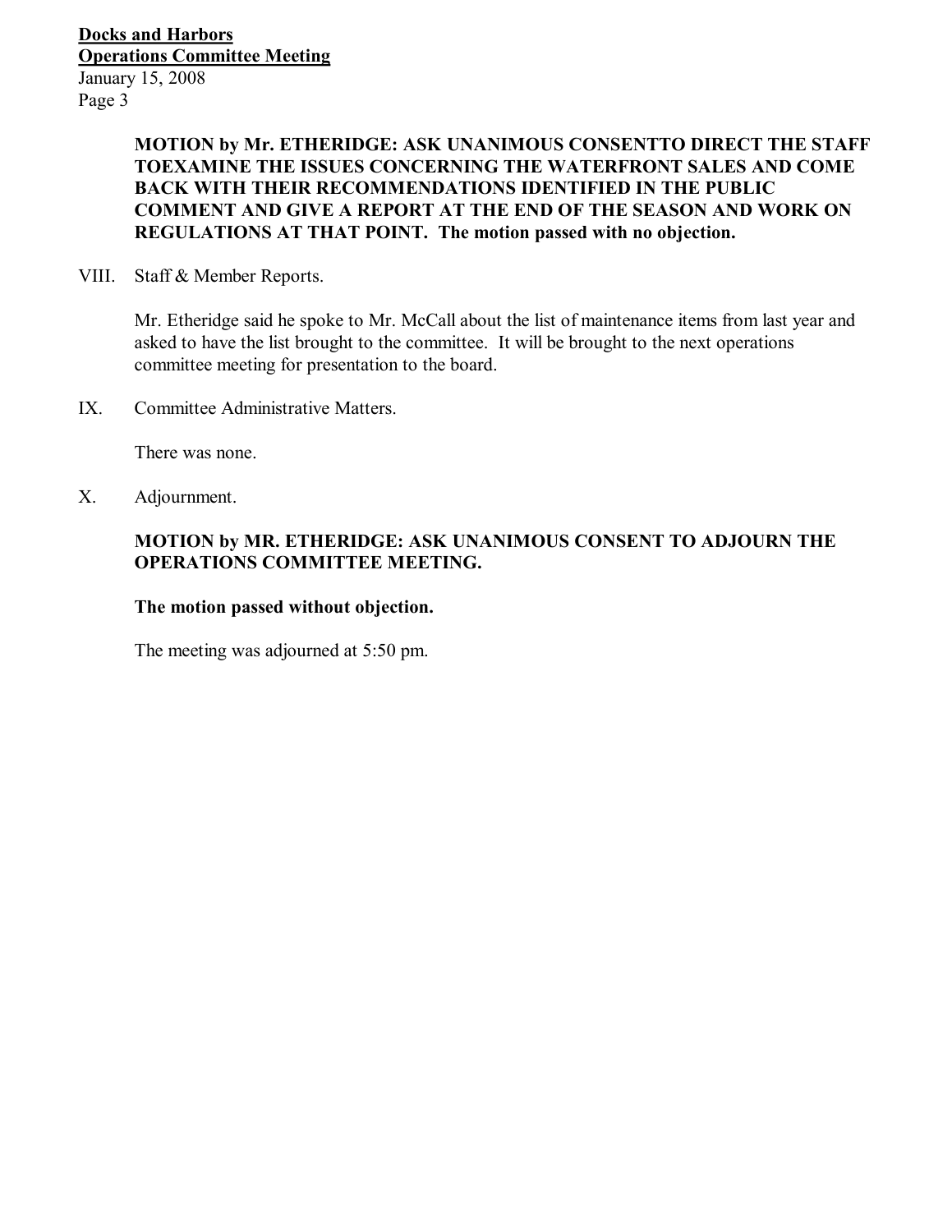**MOTION by Mr. ETHERIDGE: ASK UNANIMOUS CONSENTTO DIRECT THE STAFF TOEXAMINE THE ISSUES CONCERNING THE WATERFRONT SALES AND COME BACK WITH THEIR RECOMMENDATIONS IDENTIFIED IN THE PUBLIC COMMENT AND GIVE A REPORT AT THE END OF THE SEASON AND WORK ON REGULATIONS AT THAT POINT. The motion passed with no objection.**

VIII. Staff & Member Reports.

Mr. Etheridge said he spoke to Mr. McCall about the list of maintenance items from last year and asked to have the list brought to the committee. It will be brought to the next operations committee meeting for presentation to the board.

IX. Committee Administrative Matters.

There was none.

X. Adjournment.

**MOTION by MR. ETHERIDGE: ASK UNANIMOUS CONSENT TO ADJOURN THE OPERATIONS COMMITTEE MEETING.**

**The motion passed without objection.**

The meeting was adjourned at 5:50 pm.